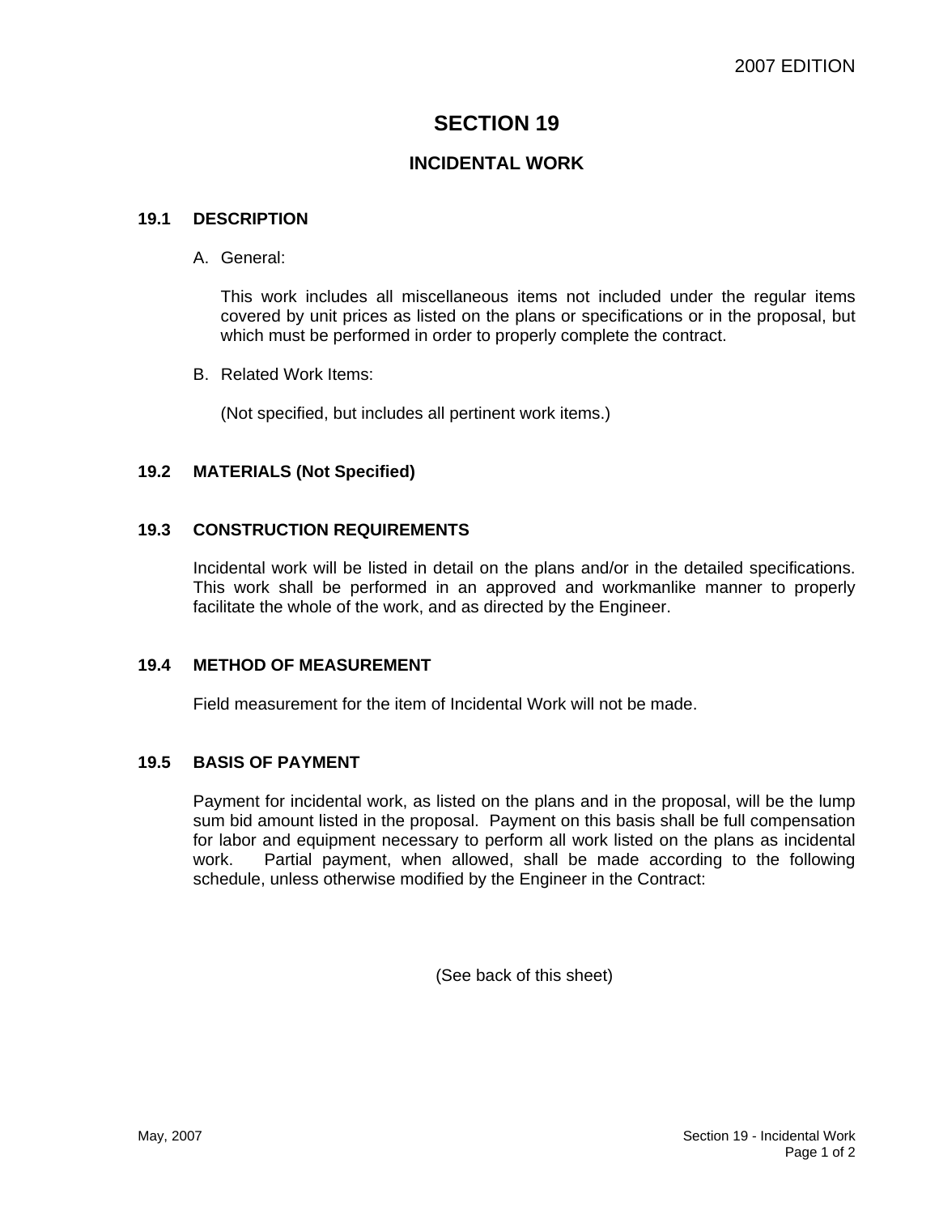2007 EDITION

# SECTION 19

## INCIDENTAL WORK

### 19.1 DESCRIPTION

A. General:

This work includes all miscellaneous items not included under the regular items covered by unit prices as listed on the plans or specifications or in the proposal, but which must be performed in order to properly complete the contract.

B. Related Work Items:

(Not specified, but includes all pertinent work items.)

### 19.2 MATERIALS (Not Specified)

### 19.3 CONSTRUCTION REQUIREMENTS

Incidental work will be listed in detail on the plans and/or in the detailed specifications. This work shall be performed in an approved and workmanlike manner to properly facilitate the whole of the work, and as directed by the Engineer.

### 19.4 METHOD OF MEASUREMENT

Field measurement for the item of Incidental Work will not be made.

### 19.5 BASIS OF PAYMENT

Payment for incidental work, as listed on the plans and in the proposal, will be the lump sum bid amount listed in the proposal. Payment on this basis shall be full compensation for labor and equipment necessary to perform all work listed on the plans as incidental work. Partial payment, when allowed, shall be made according to the following schedule, unless otherwise modified by the Engineer in the Contract:

(See back of this sheet)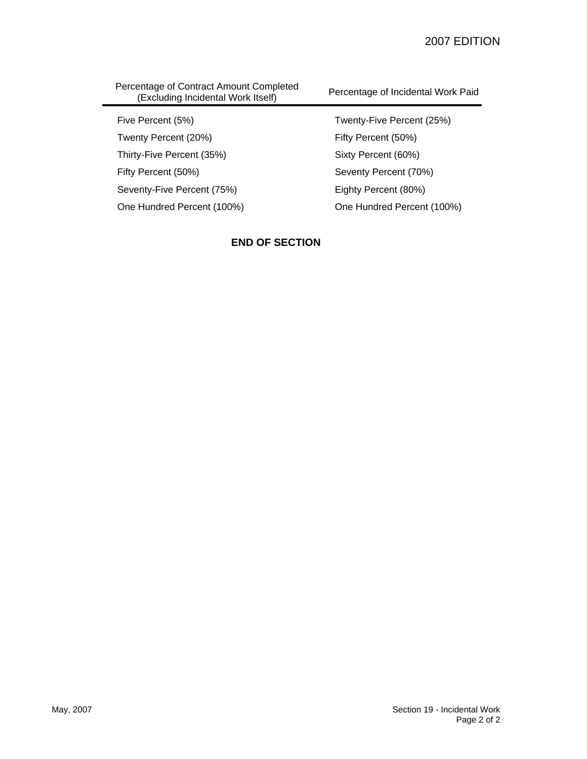| Percentage of Contract Amount Completed (Excluding Incidental Work Itself) | Percentage of Incidental Work Paid |
| --- | --- |
| Five Percent (5%) | Twenty-Five Percent (25%) |
| Twenty Percent (20%) | Fifty Percent (50%) |
| Thirty-Five Percent (35%) | Sixty Percent (60%) |
| Fifty Percent (50%) | Seventy Percent (70%) |
| Seventy-Five Percent (75%) | Eighty Percent (80%) |
| One Hundred Percent (100%) | One Hundred Percent (100%) |

**END OF SECTION**